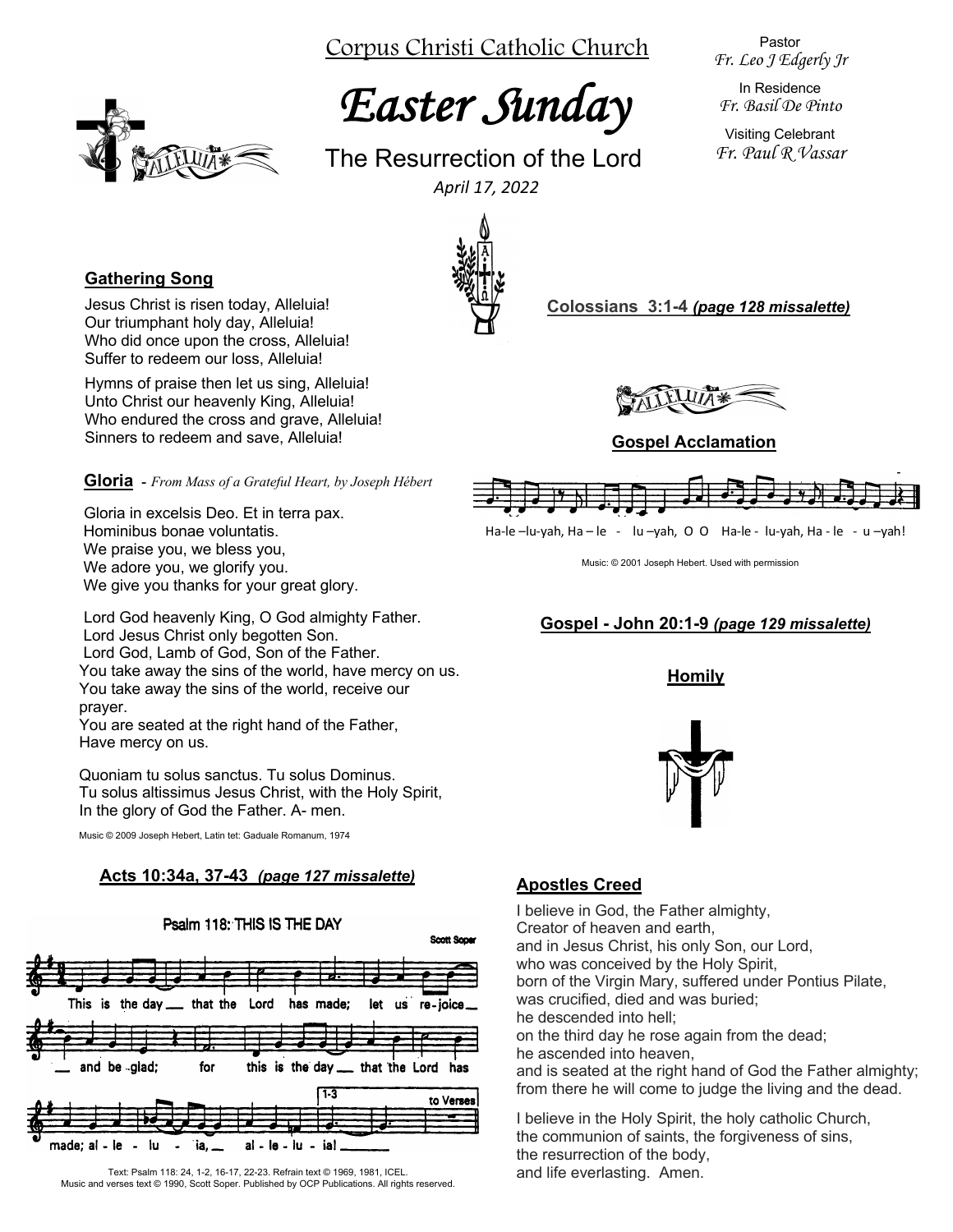Corpus Christi Catholic Church

# *Easter Sunday*

## The Resurrection of the Lord

*April 17, 2022*

Pastor
*Fr. Leo J Edgerly Jr*

In Residence
*Fr. Basil De Pinto*

Visiting Celebrant
*Fr. Paul R Vassar*

### Gathering Song

Jesus Christ is risen today, Alleluia!
Our triumphant holy day, Alleluia!
Who did once upon the cross, Alleluia!
Suffer to redeem our loss, Alleluia!

Hymns of praise then let us sing, Alleluia!
Unto Christ our heavenly King, Alleluia!
Who endured the cross and grave, Alleluia!
Sinners to redeem and save, Alleluia!

### Gloria - *From Mass of a Grateful Heart, by Joseph Hébert*

Gloria in excelsis Deo. Et in terra pax.
Hominibus bonae voluntatis.
We praise you, we bless you,
We adore you, we glorify you.
We give you thanks for your great glory.

Lord God heavenly King, O God almighty Father.
Lord Jesus Christ only begotten Son.
Lord God, Lamb of God, Son of the Father.
You take away the sins of the world, have mercy on us.
You take away the sins of the world, receive our prayer.
You are seated at the right hand of the Father,
Have mercy on us.

Quoniam tu solus sanctus. Tu solus Dominus.
Tu solus altissimus Jesus Christ, with the Holy Spirit,
In the glory of God the Father. A- men.

Music © 2009 Joseph Hebert, Latin tet: Gaduale Romanum, 1974

### Acts 10:34a, 37-43 *(page 127 missalette)*

Psalm 118: THIS IS THE DAY

Scott Soper

This is the day that the Lord has made; let us re-joice and be glad; for this is the day that the Lord has made; al-le-lu-ia, al-le-lu-ia!

Text: Psalm 118: 24, 1-2, 16-17, 22-23. Refrain text © 1969, 1981, ICEL.
Music and verses text © 1990, Scott Soper. Published by OCP Publications. All rights reserved.

### Colossians 3:1-4 *(page 128 missalette)*

### Gospel Acclamation

Ha-le –lu-yah, Ha – le - lu –yah, O O Ha-le - lu-yah, Ha - le - u –yah!

Music: © 2001 Joseph Hebert. Used with permission

### Gospel - John 20:1-9 *(page 129 missalette)*

### Homily

### Apostles Creed

I believe in God, the Father almighty,
Creator of heaven and earth,
and in Jesus Christ, his only Son, our Lord,
who was conceived by the Holy Spirit,
born of the Virgin Mary, suffered under Pontius Pilate,
was crucified, died and was buried;
he descended into hell;
on the third day he rose again from the dead;
he ascended into heaven,
and is seated at the right hand of God the Father almighty;
from there he will come to judge the living and the dead.

I believe in the Holy Spirit, the holy catholic Church,
the communion of saints, the forgiveness of sins,
the resurrection of the body,
and life everlasting. Amen.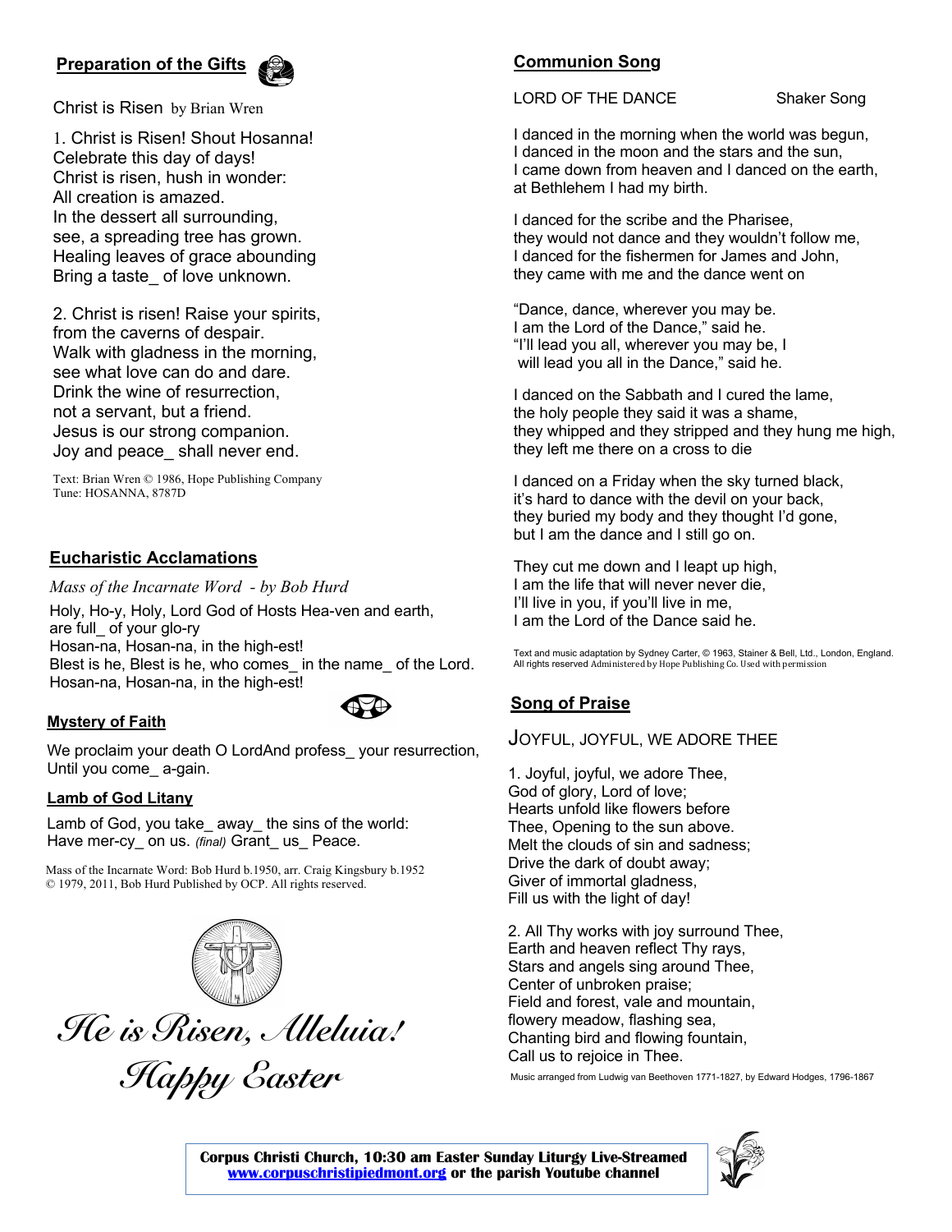## Preparation of the Gifts

Christ is Risen by Brian Wren

1. Christ is Risen! Shout Hosanna!
Celebrate this day of days!
Christ is risen, hush in wonder:
All creation is amazed.
In the dessert all surrounding,
see, a spreading tree has grown.
Healing leaves of grace abounding
Bring a taste_ of love unknown.

2. Christ is risen! Raise your spirits,
from the caverns of despair.
Walk with gladness in the morning,
see what love can do and dare.
Drink the wine of resurrection,
not a servant, but a friend.
Jesus is our strong companion.
Joy and peace_ shall never end.

Text: Brian Wren © 1986, Hope Publishing Company
Tune: HOSANNA, 8787D

## Eucharistic Acclamations

*Mass of the Incarnate Word - by Bob Hurd*

Holy, Ho-y, Holy, Lord God of Hosts Hea-ven and earth,
are full_ of your glo-ry
Hosan-na, Hosan-na, in the high-est!
Blest is he, Blest is he, who comes_ in the name_ of the Lord.
Hosan-na, Hosan-na, in the high-est!

## Mystery of Faith

We proclaim your death O LordAnd profess_ your resurrection,
Until you come_ a-gain.

## Lamb of God Litany

Lamb of God, you take_ away_ the sins of the world:
Have mer-cy_ on us. *(final)* Grant_ us_ Peace.

Mass of the Incarnate Word: Bob Hurd b.1950, arr. Craig Kingsbury b.1952
© 1979, 2011, Bob Hurd Published by OCP. All rights reserved.

*He is Risen, Alleluia!*

*Happy Easter*

## Communion Song

LORD OF THE DANCE Shaker Song

I danced in the morning when the world was begun,
I danced in the moon and the stars and the sun,
I came down from heaven and I danced on the earth,
at Bethlehem I had my birth.

I danced for the scribe and the Pharisee,
they would not dance and they wouldn't follow me,
I danced for the fishermen for James and John,
they came with me and the dance went on

"Dance, dance, wherever you may be.
I am the Lord of the Dance," said he.
"I'll lead you all, wherever you may be, I
will lead you all in the Dance," said he.

I danced on the Sabbath and I cured the lame,
the holy people they said it was a shame,
they whipped and they stripped and they hung me high,
they left me there on a cross to die

I danced on a Friday when the sky turned black,
it's hard to dance with the devil on your back,
they buried my body and they thought I'd gone,
but I am the dance and I still go on.

They cut me down and I leapt up high,
I am the life that will never never die,
I'll live in you, if you'll live in me,
I am the Lord of the Dance said he.

Text and music adaptation by Sydney Carter, © 1963, Stainer & Bell, Ltd., London, England.
All rights reserved Administered by Hope Publishing Co. Used with permission

## Song of Praise

JOYFUL, JOYFUL, WE ADORE THEE

1. Joyful, joyful, we adore Thee,
God of glory, Lord of love;
Hearts unfold like flowers before
Thee, Opening to the sun above.
Melt the clouds of sin and sadness;
Drive the dark of doubt away;
Giver of immortal gladness,
Fill us with the light of day!

2. All Thy works with joy surround Thee,
Earth and heaven reflect Thy rays,
Stars and angels sing around Thee,
Center of unbroken praise;
Field and forest, vale and mountain,
flowery meadow, flashing sea,
Chanting bird and flowing fountain,
Call us to rejoice in Thee.

Music arranged from Ludwig van Beethoven 1771-1827, by Edward Hodges, 1796-1867

**Corpus Christi Church, 10:30 am Easter Sunday Liturgy Live-Streamed**
**www.corpuschristipiedmont.org or the parish Youtube channel**